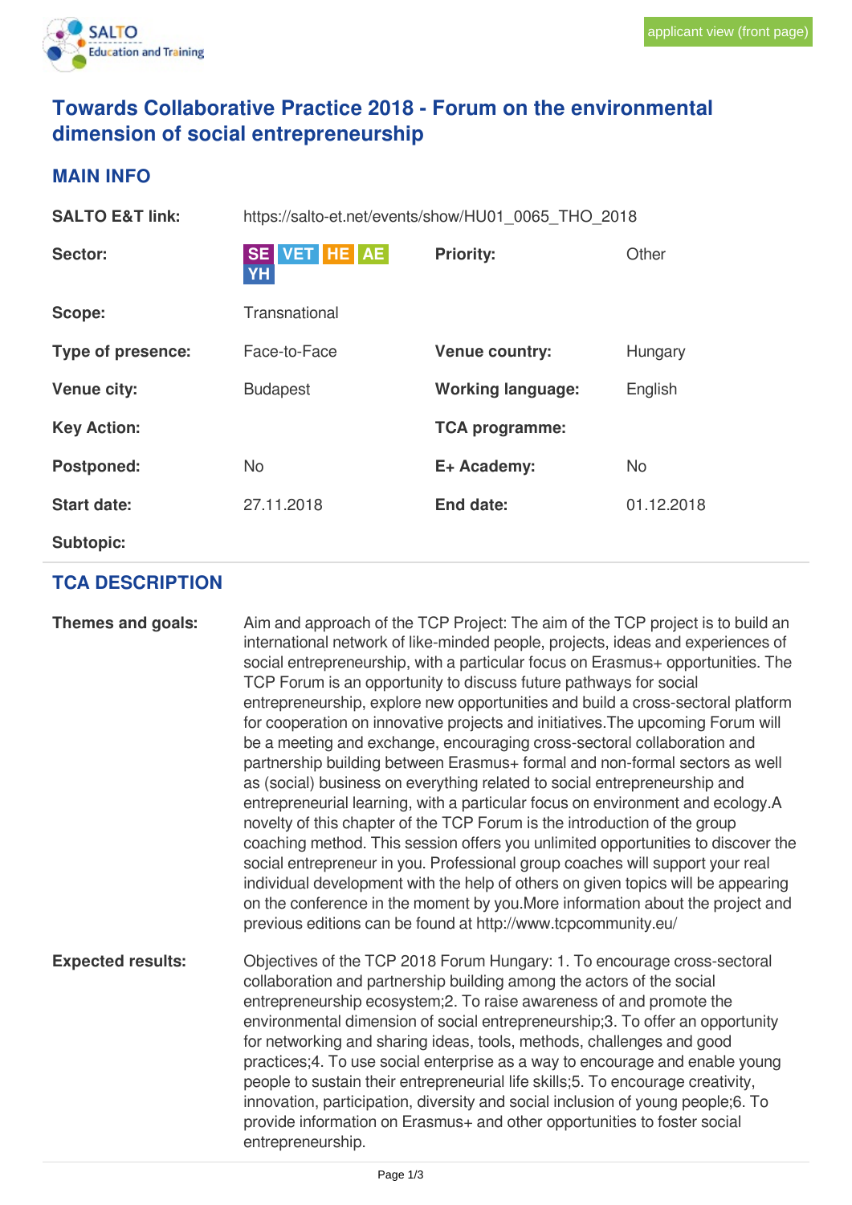applicant view (front page)

# Towards Collaborative Practice 2018 - Forum on the environmental dimension of social entrepreneurship

## MAIN INFO

| | | | |
|---|---|---|---|
| **SALTO E&T link:** | https://salto-et.net/events/show/HU01_0065_THO_2018 | | |
| **Sector:** | SE VET HE AE YH | **Priority:** | Other |
| **Scope:** | Transnational | | |
| **Type of presence:** | Face-to-Face | **Venue country:** | Hungary |
| **Venue city:** | Budapest | **Working language:** | English |
| **Key Action:** | | **TCA programme:** | |
| **Postponed:** | No | **E+ Academy:** | No |
| **Start date:** | 27.11.2018 | **End date:** | 01.12.2018 |
| **Subtopic:** | | | |

## TCA DESCRIPTION

**Themes and goals:**

Aim and approach of the TCP Project: The aim of the TCP project is to build an international network of like-minded people, projects, ideas and experiences of social entrepreneurship, with a particular focus on Erasmus+ opportunities. The TCP Forum is an opportunity to discuss future pathways for social entrepreneurship, explore new opportunities and build a cross-sectoral platform for cooperation on innovative projects and initiatives.The upcoming Forum will be a meeting and exchange, encouraging cross-sectoral collaboration and partnership building between Erasmus+ formal and non-formal sectors as well as (social) business on everything related to social entrepreneurship and entrepreneurial learning, with a particular focus on environment and ecology.A novelty of this chapter of the TCP Forum is the introduction of the group coaching method. This session offers you unlimited opportunities to discover the social entrepreneur in you. Professional group coaches will support your real individual development with the help of others on given topics will be appearing on the conference in the moment by you.More information about the project and previous editions can be found at http://www.tcpcommunity.eu/

**Expected results:**

Objectives of the TCP 2018 Forum Hungary: 1. To encourage cross-sectoral collaboration and partnership building among the actors of the social entrepreneurship ecosystem;2. To raise awareness of and promote the environmental dimension of social entrepreneurship;3. To offer an opportunity for networking and sharing ideas, tools, methods, challenges and good practices;4. To use social enterprise as a way to encourage and enable young people to sustain their entrepreneurial life skills;5. To encourage creativity, innovation, participation, diversity and social inclusion of young people;6. To provide information on Erasmus+ and other opportunities to foster social entrepreneurship.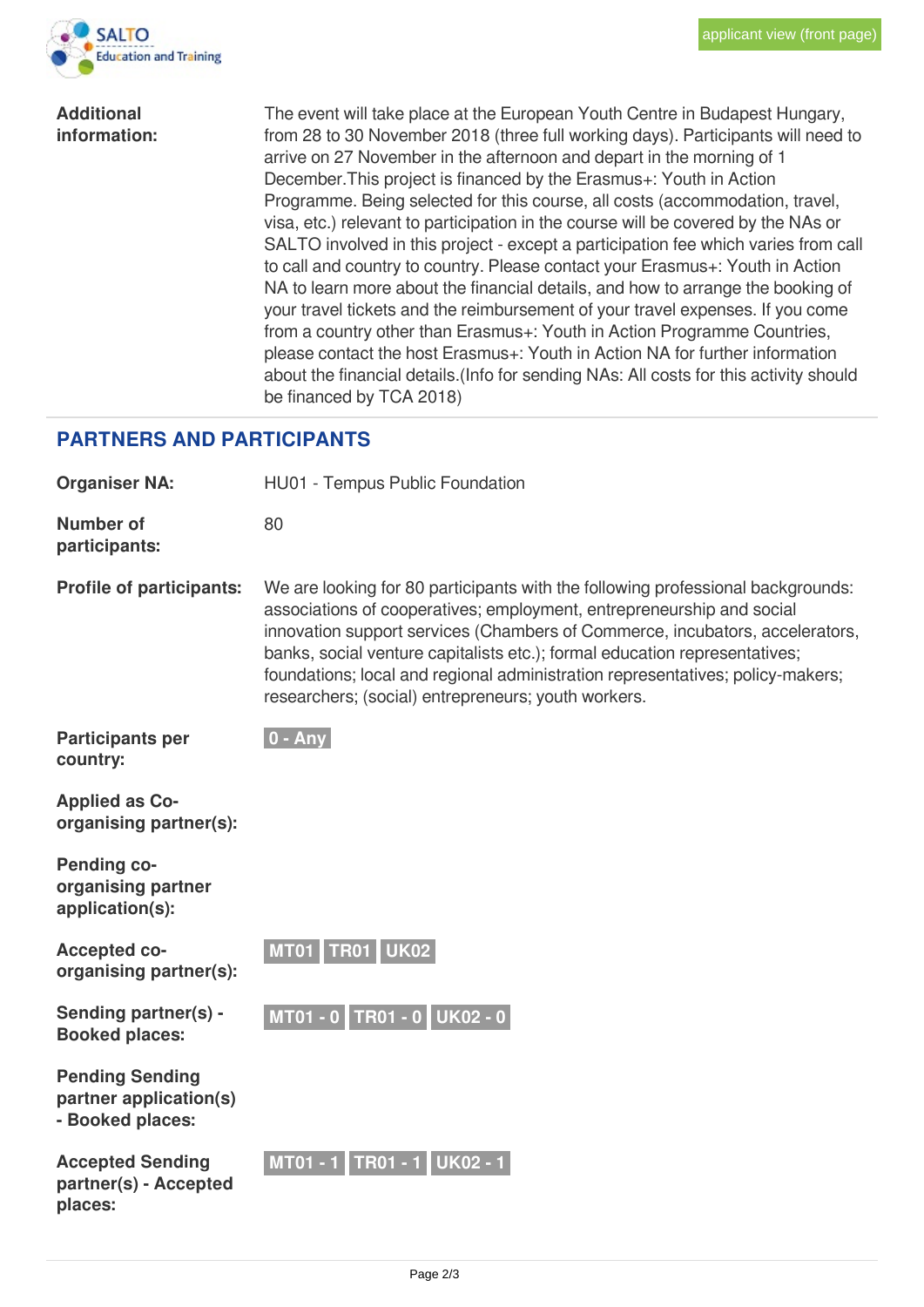**Additional information:** The event will take place at the European Youth Centre in Budapest Hungary, from 28 to 30 November 2018 (three full working days). Participants will need to arrive on 27 November in the afternoon and depart in the morning of 1 December.This project is financed by the Erasmus+: Youth in Action Programme. Being selected for this course, all costs (accommodation, travel, visa, etc.) relevant to participation in the course will be covered by the NAs or SALTO involved in this project - except a participation fee which varies from call to call and country to country. Please contact your Erasmus+: Youth in Action NA to learn more about the financial details, and how to arrange the booking of your travel tickets and the reimbursement of your travel expenses. If you come from a country other than Erasmus+: Youth in Action Programme Countries, please contact the host Erasmus+: Youth in Action NA for further information about the financial details.(Info for sending NAs: All costs for this activity should be financed by TCA 2018)

## PARTNERS AND PARTICIPANTS

**Organiser NA:** HU01 - Tempus Public Foundation

**Number of participants:** 80

**Profile of participants:** We are looking for 80 participants with the following professional backgrounds: associations of cooperatives; employment, entrepreneurship and social innovation support services (Chambers of Commerce, incubators, accelerators, banks, social venture capitalists etc.); formal education representatives; foundations; local and regional administration representatives; policy-makers; researchers; (social) entrepreneurs; youth workers.

**Participants per country:** 0 - Any

**Applied as Co-organising partner(s):**

**Pending co-organising partner application(s):**

**Accepted co-organising partner(s):** MT01 TR01 UK02

**Sending partner(s) - Booked places:** MT01 - 0 TR01 - 0 UK02 - 0

**Pending Sending partner application(s) - Booked places:**

**Accepted Sending partner(s) - Accepted places:** MT01 - 1 TR01 - 1 UK02 - 1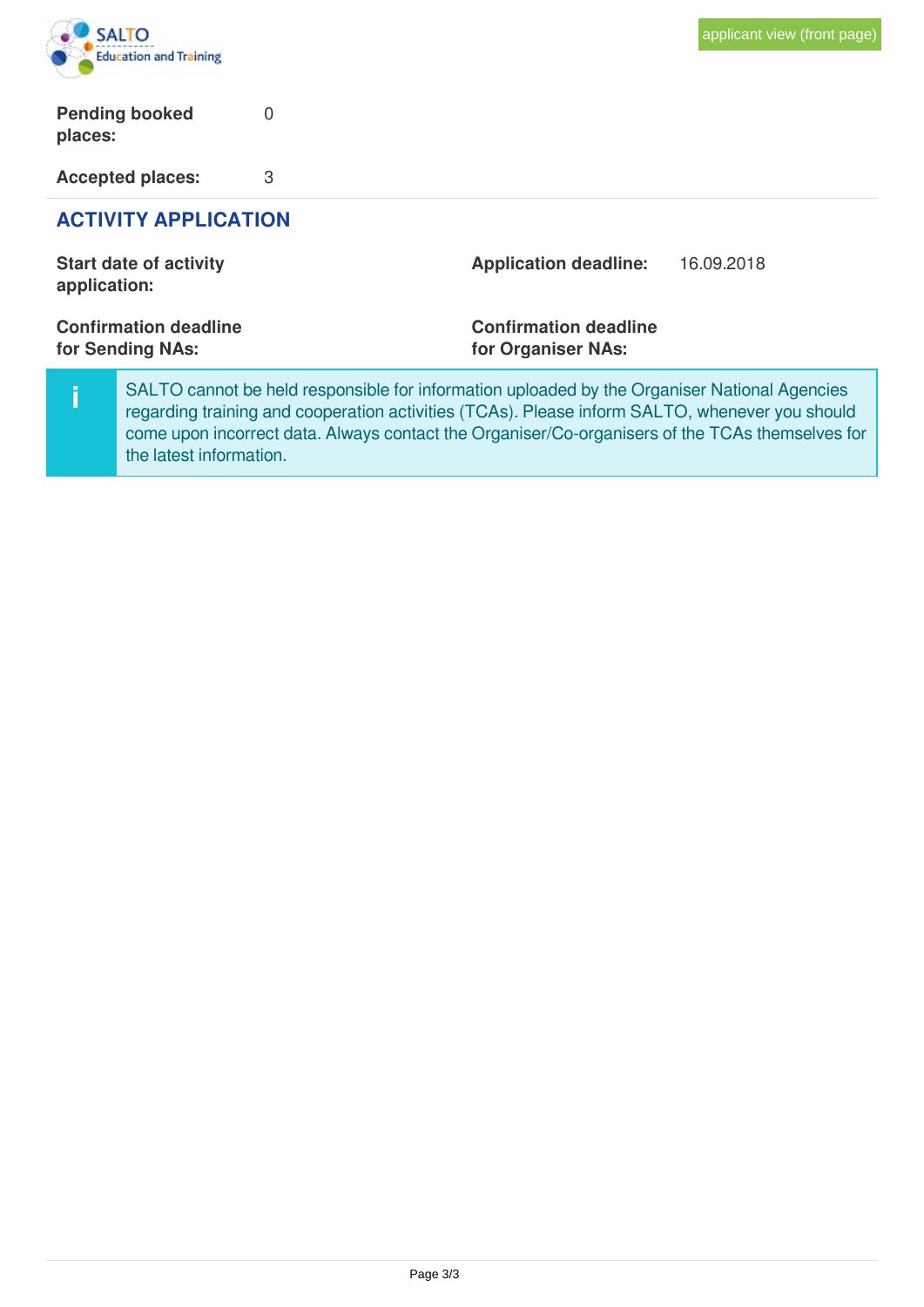| | |
|---|---|
| **Pending booked places:** | 0 |
| **Accepted places:** | 3 |

## ACTIVITY APPLICATION

| | | | |
|---|---|---|---|
| **Start date of activity application:** | | **Application deadline:** | 16.09.2018 |
| **Confirmation deadline for Sending NAs:** | | **Confirmation deadline for Organiser NAs:** | |

> **i** SALTO cannot be held responsible for information uploaded by the Organiser National Agencies regarding training and cooperation activities (TCAs). Please inform SALTO, whenever you should come upon incorrect data. Always contact the Organiser/Co-organisers of the TCAs themselves for the latest information.